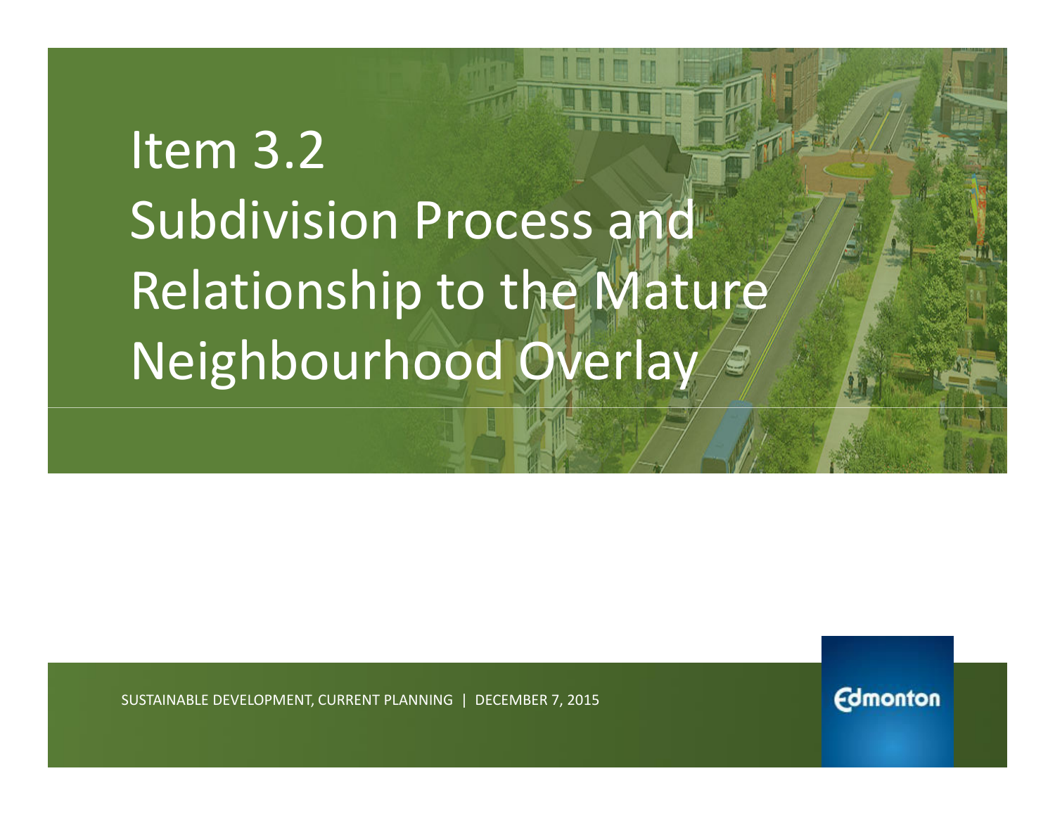# Item 3.2 Subdivision Process and Relationship to the Mature Neighbourhood Overlay

SUSTAINABLE DEVELOPMENT, CURRENT PLANNING | DECEMBER 7, 2015

Edmonton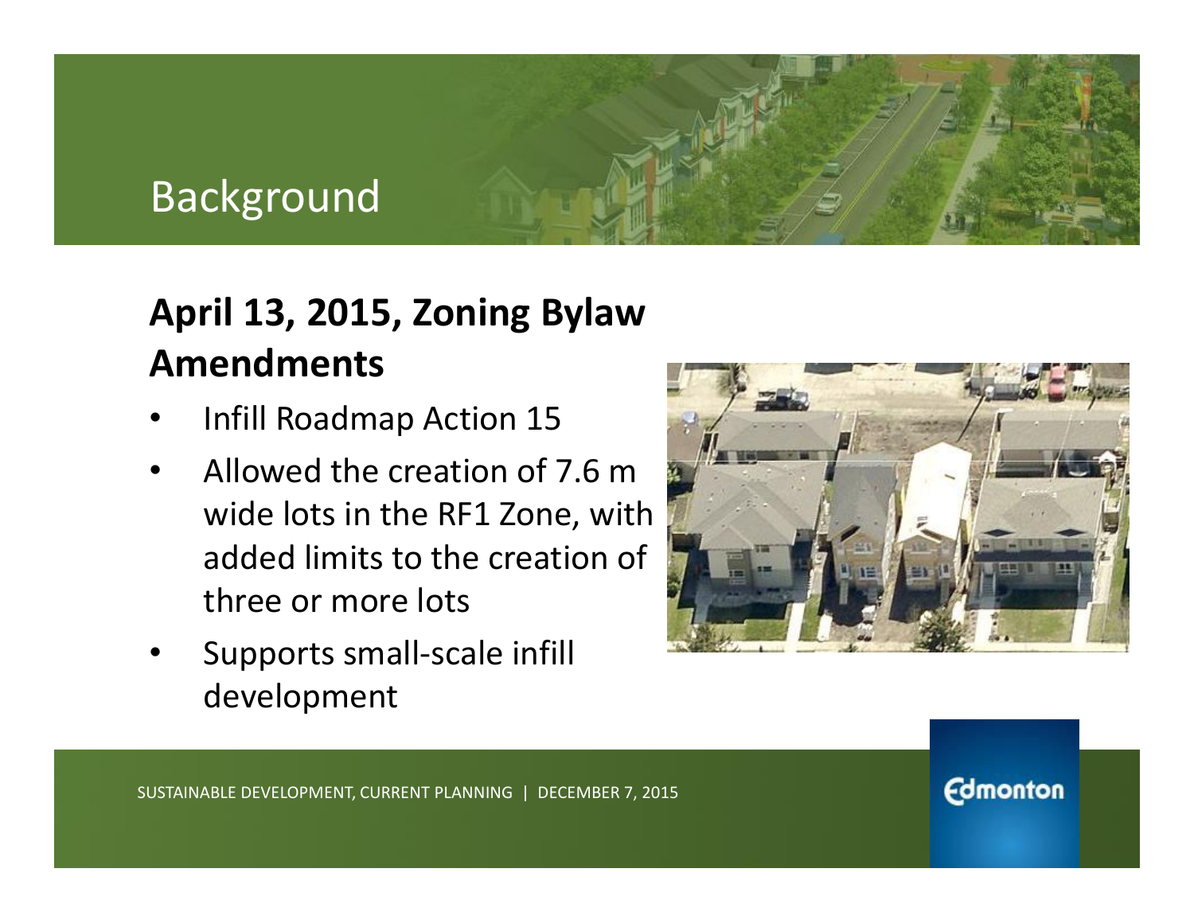# Background

## April 13, 2015, Zoning Bylaw Amendments

- Infill Roadmap Action 15
- Allowed the creation of 7.6 m wide lots in the RF1 Zone, with added limits to the creation of three or more lots
- Supports small-scale infill development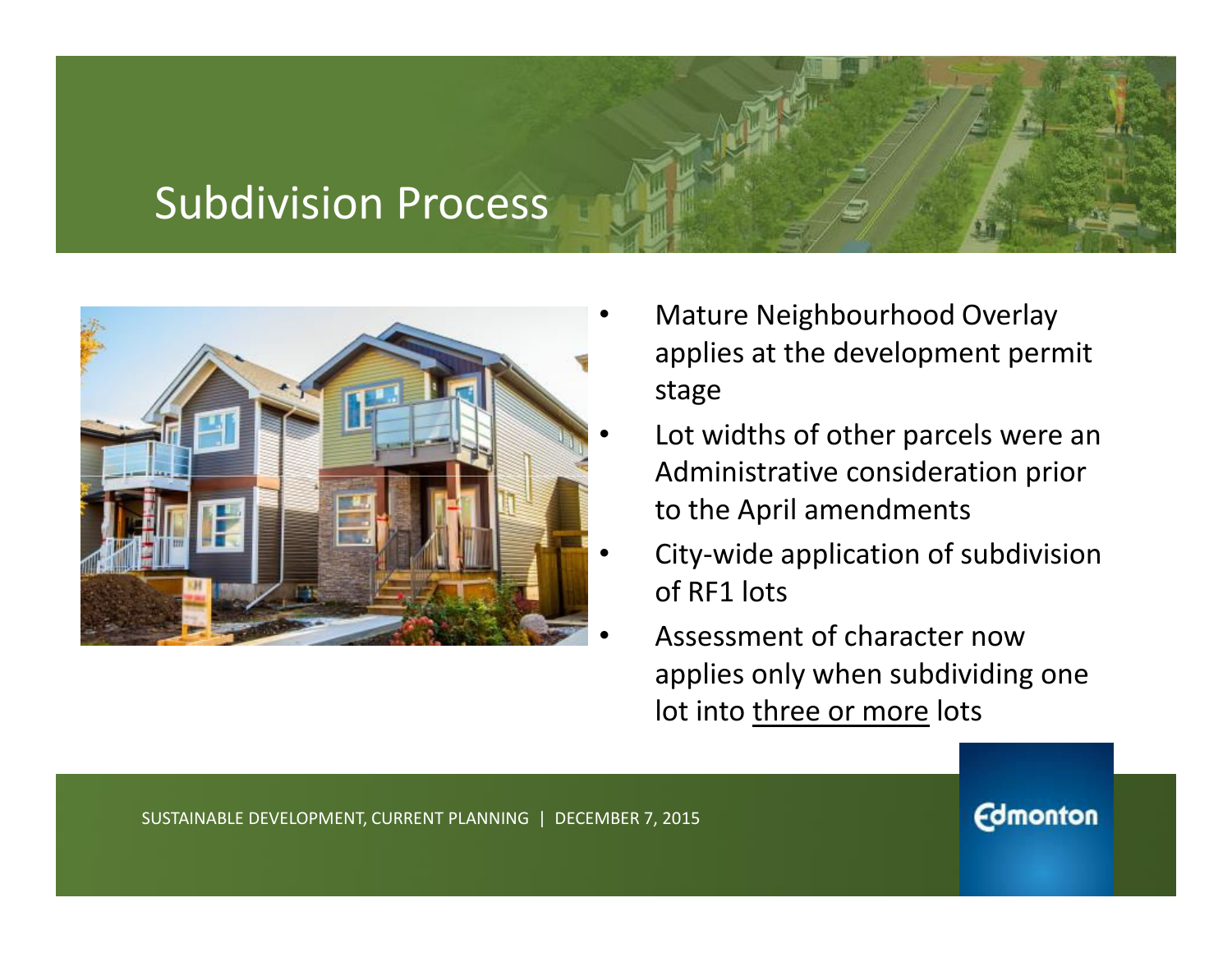# Subdivision Process

- Mature Neighbourhood Overlay applies at the development permit stage
- Lot widths of other parcels were an Administrative consideration prior to the April amendments
- City-wide application of subdivision of RF1 lots
- Assessment of character now applies only when subdividing one lot into <u>three or more</u> lots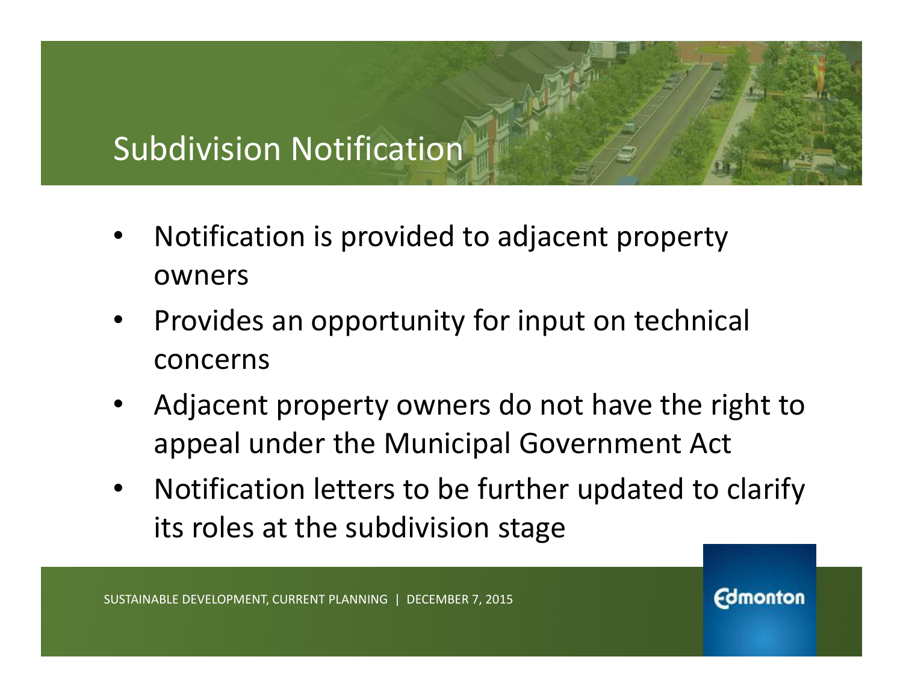# Subdivision Notification

- Notification is provided to adjacent property owners
- Provides an opportunity for input on technical concerns
- Adjacent property owners do not have the right to appeal under the Municipal Government Act
- Notification letters to be further updated to clarify its roles at the subdivision stage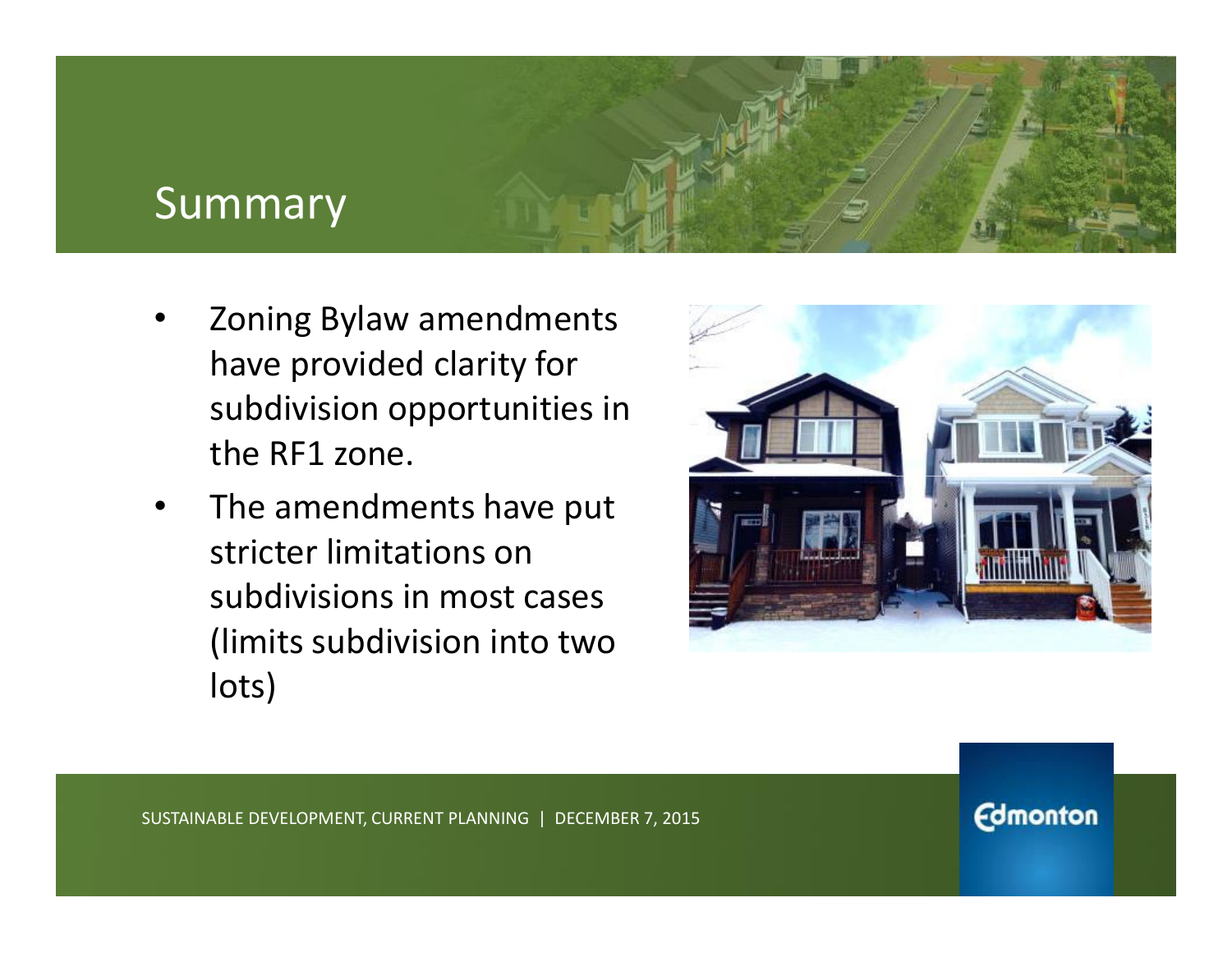# Summary

- Zoning Bylaw amendments have provided clarity for subdivision opportunities in the RF1 zone.
- The amendments have put stricter limitations on subdivisions in most cases (limits subdivision into two lots)